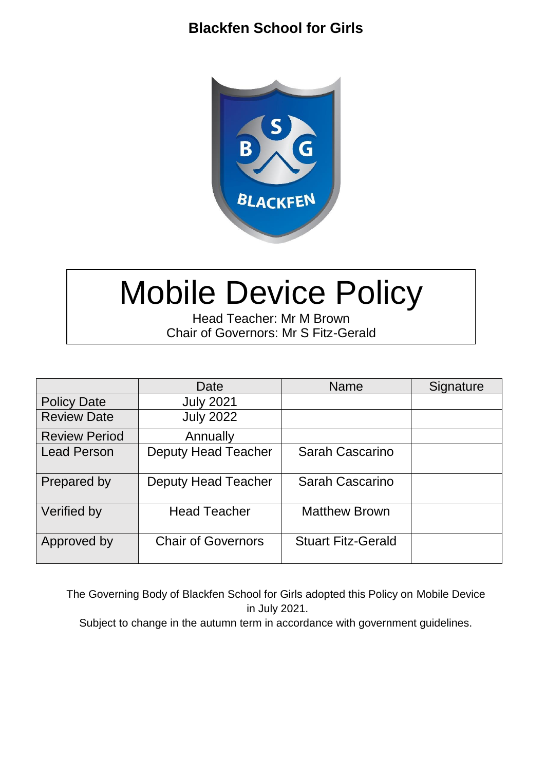# Blackfen School for Girls

# Mobile Device Policy

Head Teacher: Mr M Brown
Chair of Governors: Mr S Fitz-Gerald

| | Date | Name | Signature |
|---|---|---|---|
| Policy Date | July 2021 | | |
| Review Date | July 2022 | | |
| Review Period | Annually | | |
| Lead Person | Deputy Head Teacher | Sarah Cascarino | |
| Prepared by | Deputy Head Teacher | Sarah Cascarino | |
| Verified by | Head Teacher | Matthew Brown | |
| Approved by | Chair of Governors | Stuart Fitz-Gerald | |

The Governing Body of Blackfen School for Girls adopted this Policy on Mobile Device in July 2021.

Subject to change in the autumn term in accordance with government guidelines.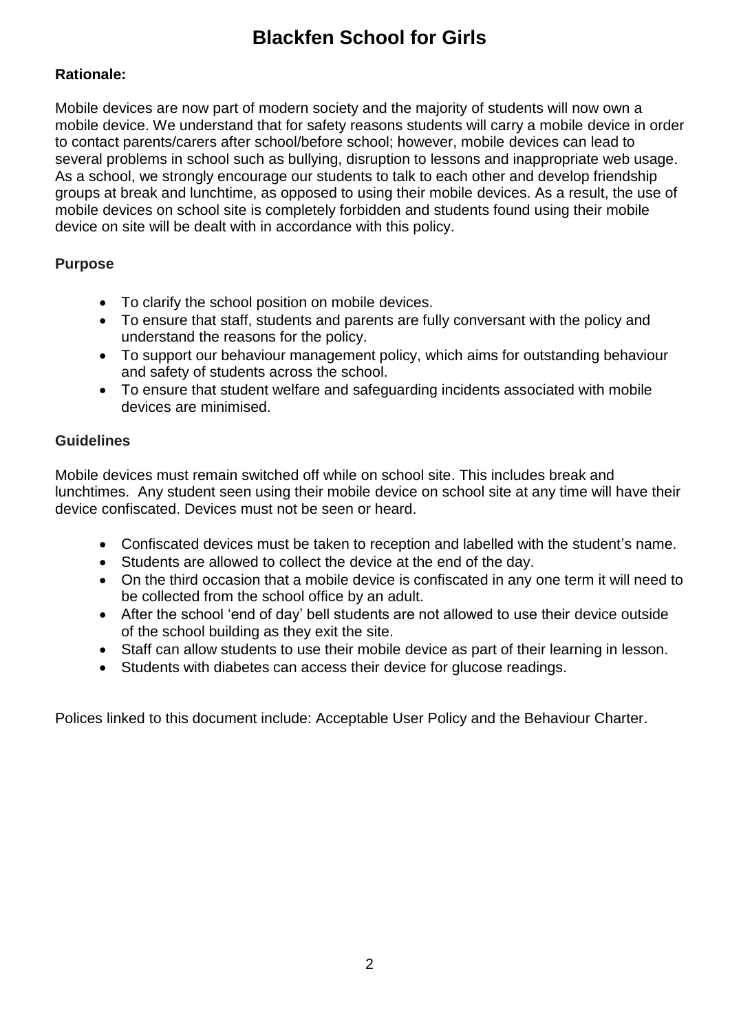# Blackfen School for Girls

**Rationale:**

Mobile devices are now part of modern society and the majority of students will now own a mobile device. We understand that for safety reasons students will carry a mobile device in order to contact parents/carers after school/before school; however, mobile devices can lead to several problems in school such as bullying, disruption to lessons and inappropriate web usage. As a school, we strongly encourage our students to talk to each other and develop friendship groups at break and lunchtime, as opposed to using their mobile devices. As a result, the use of mobile devices on school site is completely forbidden and students found using their mobile device on site will be dealt with in accordance with this policy.

**Purpose**

- To clarify the school position on mobile devices.
- To ensure that staff, students and parents are fully conversant with the policy and understand the reasons for the policy.
- To support our behaviour management policy, which aims for outstanding behaviour and safety of students across the school.
- To ensure that student welfare and safeguarding incidents associated with mobile devices are minimised.

**Guidelines**

Mobile devices must remain switched off while on school site. This includes break and lunchtimes. Any student seen using their mobile device on school site at any time will have their device confiscated. Devices must not be seen or heard.

- Confiscated devices must be taken to reception and labelled with the student's name.
- Students are allowed to collect the device at the end of the day.
- On the third occasion that a mobile device is confiscated in any one term it will need to be collected from the school office by an adult.
- After the school 'end of day' bell students are not allowed to use their device outside of the school building as they exit the site.
- Staff can allow students to use their mobile device as part of their learning in lesson.
- Students with diabetes can access their device for glucose readings.

Polices linked to this document include: Acceptable User Policy and the Behaviour Charter.